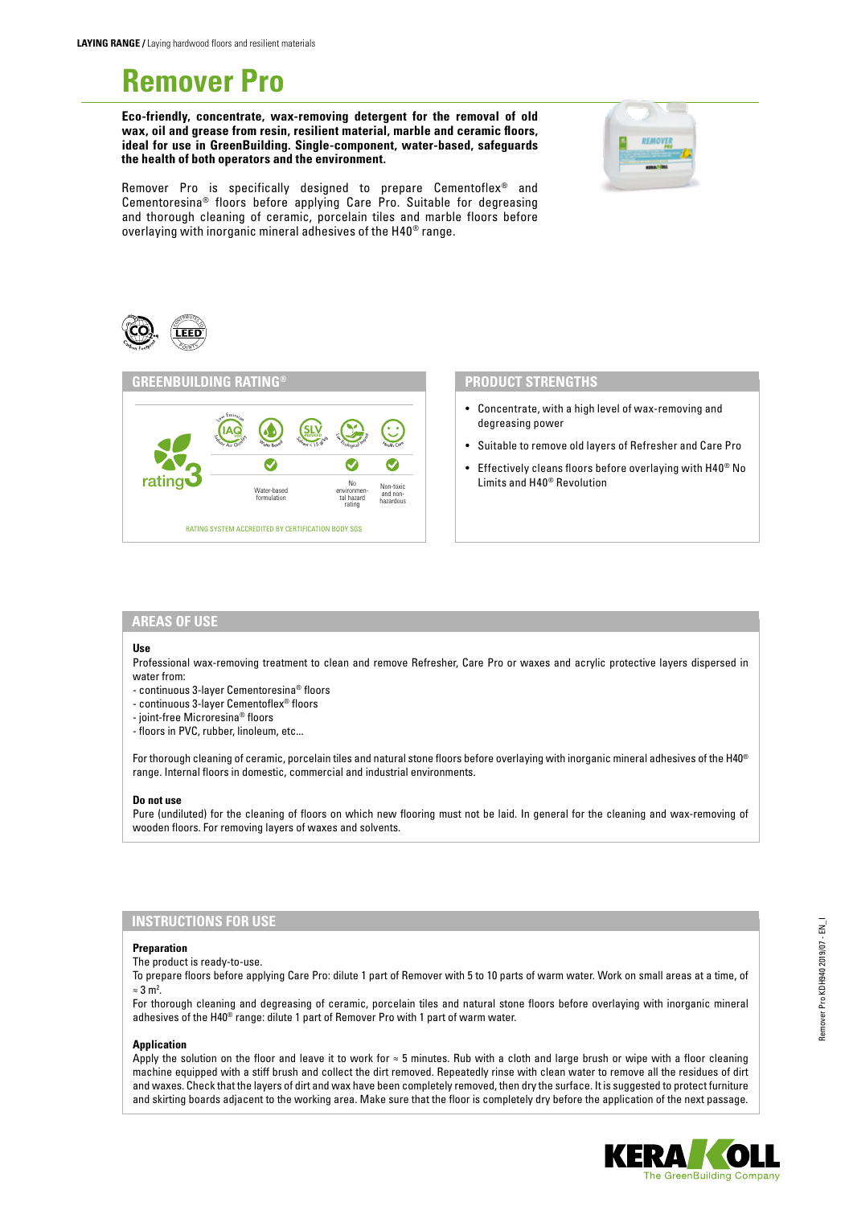**LAYING RANGE /** Laying hardwood floors and resilient materials

# Remover Pro

**Eco-friendly, concentrate, wax-removing detergent for the removal of old wax, oil and grease from resin, resilient material, marble and ceramic floors, ideal for use in GreenBuilding. Single-component, water-based, safeguards the health of both operators and the environment.**

Remover Pro is specifically designed to prepare Cementoflex® and Cementoresina® floors before applying Care Pro. Suitable for degreasing and thorough cleaning of ceramic, porcelain tiles and marble floors before overlaying with inorganic mineral adhesives of the H40® range.

## GREENBUILDING RATING®

rating 3

| Water-based formulation | No environmental hazard rating | Non-toxic and non-hazardous |
|---|---|---|
| ✓ | ✓ | ✓ |

RATING SYSTEM ACCREDITED BY CERTIFICATION BODY SGS

## PRODUCT STRENGTHS

- Concentrate, with a high level of wax-removing and degreasing power
- Suitable to remove old layers of Refresher and Care Pro
- Effectively cleans floors before overlaying with H40® No Limits and H40® Revolution

## AREAS OF USE

**Use**

Professional wax-removing treatment to clean and remove Refresher, Care Pro or waxes and acrylic protective layers dispersed in water from:

- continuous 3-layer Cementoresina® floors
- continuous 3-layer Cementoflex® floors
- joint-free Microresina® floors
- floors in PVC, rubber, linoleum, etc...

For thorough cleaning of ceramic, porcelain tiles and natural stone floors before overlaying with inorganic mineral adhesives of the H40® range. Internal floors in domestic, commercial and industrial environments.

**Do not use**

Pure (undiluted) for the cleaning of floors on which new flooring must not be laid. In general for the cleaning and wax-removing of wooden floors. For removing layers of waxes and solvents.

## INSTRUCTIONS FOR USE

**Preparation**

The product is ready-to-use.

To prepare floors before applying Care Pro: dilute 1 part of Remover with 5 to 10 parts of warm water. Work on small areas at a time, of ≈ 3 $m^2$.

For thorough cleaning and degreasing of ceramic, porcelain tiles and natural stone floors before overlaying with inorganic mineral adhesives of the H40® range: dilute 1 part of Remover Pro with 1 part of warm water.

**Application**

Apply the solution on the floor and leave it to work for ≈ 5 minutes. Rub with a cloth and large brush or wipe with a floor cleaning machine equipped with a stiff brush and collect the dirt removed. Repeatedly rinse with clean water to remove all the residues of dirt and waxes. Check that the layers of dirt and wax have been completely removed, then dry the surface. It is suggested to protect furniture and skirting boards adjacent to the working area. Make sure that the floor is completely dry before the application of the next passage.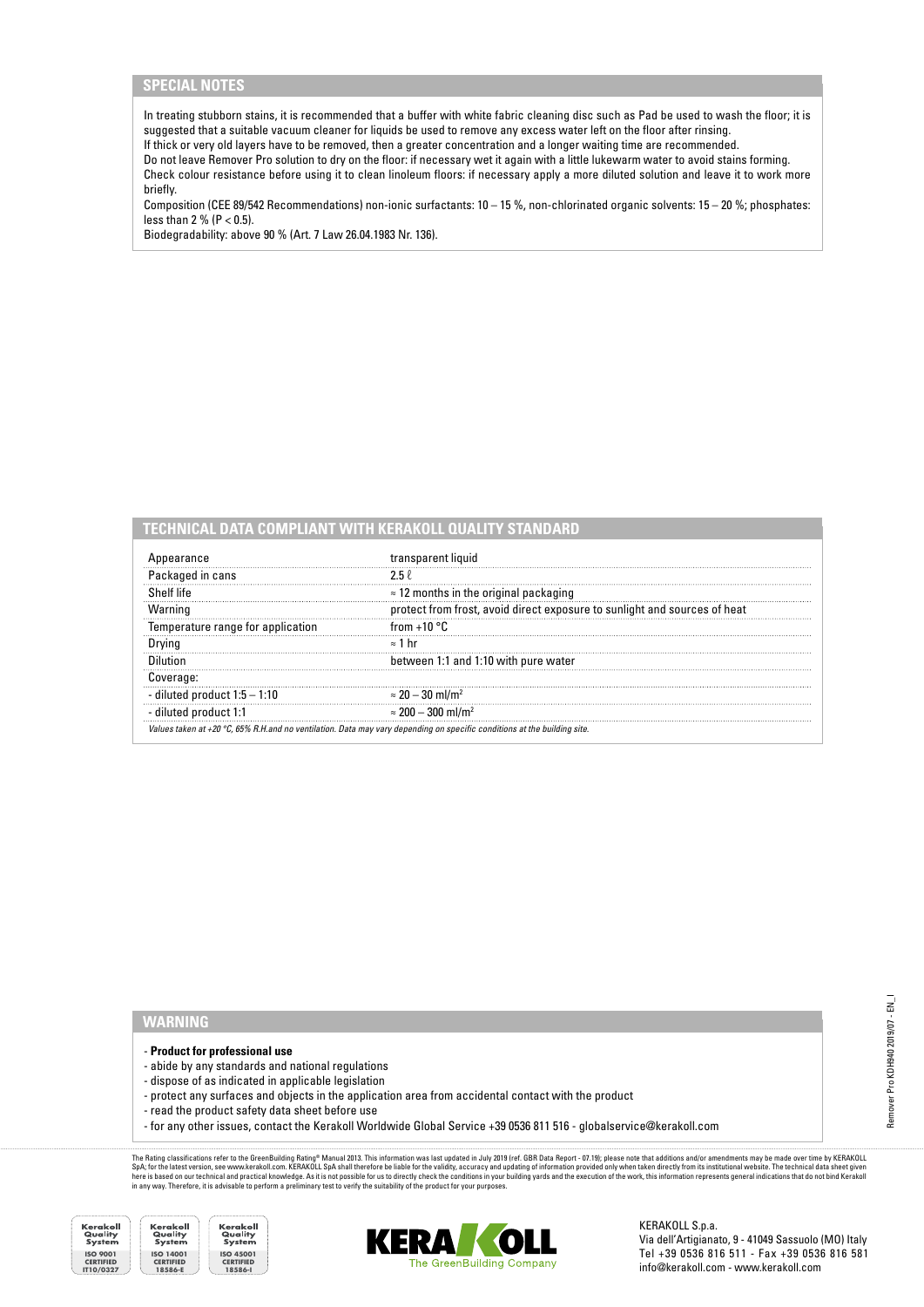## SPECIAL NOTES

In treating stubborn stains, it is recommended that a buffer with white fabric cleaning disc such as Pad be used to wash the floor; it is suggested that a suitable vacuum cleaner for liquids be used to remove any excess water left on the floor after rinsing.
If thick or very old layers have to be removed, then a greater concentration and a longer waiting time are recommended.
Do not leave Remover Pro solution to dry on the floor: if necessary wet it again with a little lukewarm water to avoid stains forming.
Check colour resistance before using it to clean linoleum floors: if necessary apply a more diluted solution and leave it to work more briefly.
Composition (CEE 89/542 Recommendations) non-ionic surfactants: 10 – 15 %, non-chlorinated organic solvents: 15 – 20 %; phosphates: less than 2 % (P < 0.5).
Biodegradability: above 90 % (Art. 7 Law 26.04.1983 Nr. 136).

## TECHNICAL DATA COMPLIANT WITH KERAKOLL QUALITY STANDARD

| | |
|---|---|
| Appearance | transparent liquid |
| Packaged in cans | 2.5 ℓ |
| Shelf life | ≈ 12 months in the original packaging |
| Warning | protect from frost, avoid direct exposure to sunlight and sources of heat |
| Temperature range for application | from +10 °C |
| Drying | ≈ 1 hr |
| Dilution | between 1:1 and 1:10 with pure water |
| Coverage: | |
| - diluted product 1:5 – 1:10 | ≈ 20 – 30 ml/m² |
| - diluted product 1:1 | ≈ 200 – 300 ml/m² |

*Values taken at +20 °C, 65% R.H.and no ventilation. Data may vary depending on specific conditions at the building site.*

## WARNING

- **Product for professional use**
- abide by any standards and national regulations
- dispose of as indicated in applicable legislation
- protect any surfaces and objects in the application area from accidental contact with the product
- read the product safety data sheet before use
- for any other issues, contact the Kerakoll Worldwide Global Service +39 0536 811 516 - globalservice@kerakoll.com

The Rating classifications refer to the GreenBuilding Rating® Manual 2013. This information was last updated in July 2019 (ref. GBR Data Report - 07.19); please note that additions and/or amendments may be made over time by KERAKOLL SpA; for the latest version, see www.kerakoll.com. KERAKOLL SpA shall therefore be liable for the validity, accuracy and updating of information provided only when taken directly from its institutional website. The technical data sheet given here is based on our technical and practical knowledge. As it is not possible for us to directly check the conditions in your building yards and the execution of the work, this information represents general indications that do not bind Kerakoll in any way. Therefore, it is advisable to perform a preliminary test to verify the suitability of the product for your purposes.

Remover Pro KDH940 2019/07 - EN_I

Kerakoll Quality System ISO 9001 CERTIFIED IT10/0327

Kerakoll Quality System ISO 14001 CERTIFIED 18586-E

Kerakoll Quality System ISO 45001 CERTIFIED 18586-I

KERAKOLL The GreenBuilding Company

KERAKOLL S.p.a.
Via dell'Artigianato, 9 - 41049 Sassuolo (MO) Italy
Tel +39 0536 816 511 - Fax +39 0536 816 581
info@kerakoll.com - www.kerakoll.com